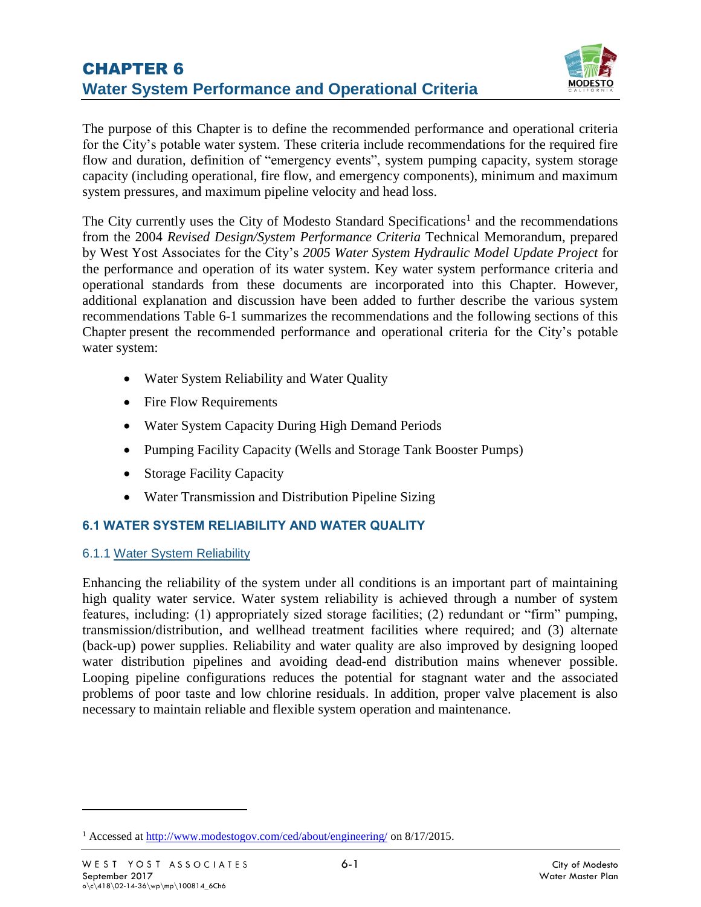# CHAPTER 6
## Water System Performance and Operational Criteria

The purpose of this Chapter is to define the recommended performance and operational criteria for the City's potable water system. These criteria include recommendations for the required fire flow and duration, definition of "emergency events", system pumping capacity, system storage capacity (including operational, fire flow, and emergency components), minimum and maximum system pressures, and maximum pipeline velocity and head loss.

The City currently uses the City of Modesto Standard Specifications[1] and the recommendations from the 2004 *Revised Design/System Performance Criteria* Technical Memorandum, prepared by West Yost Associates for the City's *2005 Water System Hydraulic Model Update Project* for the performance and operation of its water system. Key water system performance criteria and operational standards from these documents are incorporated into this Chapter. However, additional explanation and discussion have been added to further describe the various system recommendations Table 6-1 summarizes the recommendations and the following sections of this Chapter present the recommended performance and operational criteria for the City's potable water system:

- Water System Reliability and Water Quality
- Fire Flow Requirements
- Water System Capacity During High Demand Periods
- Pumping Facility Capacity (Wells and Storage Tank Booster Pumps)
- Storage Facility Capacity
- Water Transmission and Distribution Pipeline Sizing

### 6.1 WATER SYSTEM RELIABILITY AND WATER QUALITY

#### 6.1.1 Water System Reliability

Enhancing the reliability of the system under all conditions is an important part of maintaining high quality water service. Water system reliability is achieved through a number of system features, including: (1) appropriately sized storage facilities; (2) redundant or "firm" pumping, transmission/distribution, and wellhead treatment facilities where required; and (3) alternate (back-up) power supplies. Reliability and water quality are also improved by designing looped water distribution pipelines and avoiding dead-end distribution mains whenever possible. Looping pipeline configurations reduces the potential for stagnant water and the associated problems of poor taste and low chlorine residuals. In addition, proper valve placement is also necessary to maintain reliable and flexible system operation and maintenance.

---

[1] Accessed at http://www.modestogov.com/ced/about/engineering/ on 8/17/2015.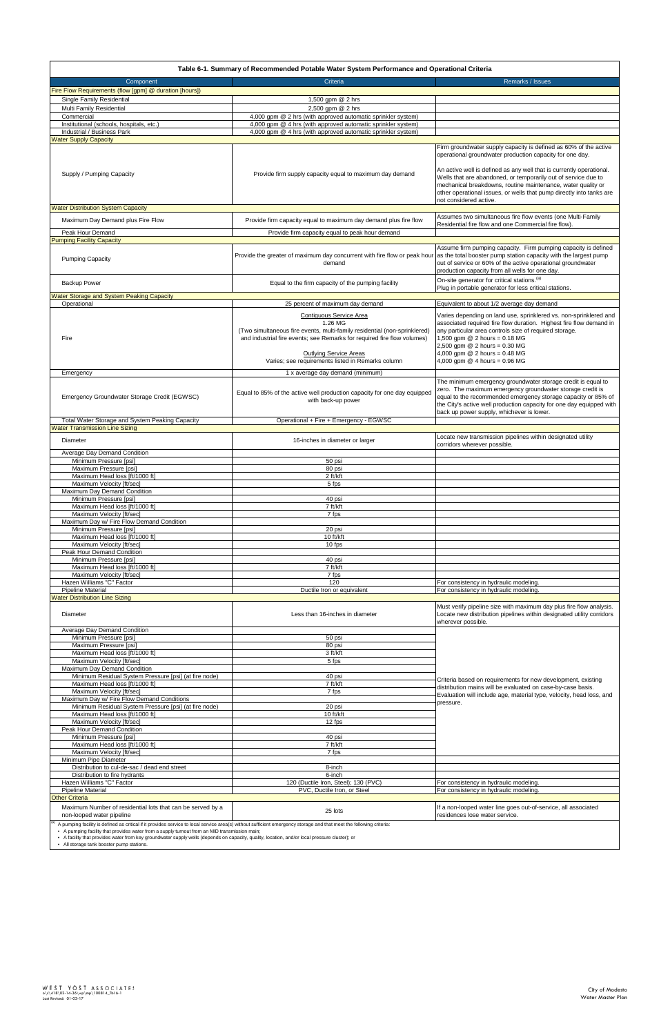**Table 6-1. Summary of Recommended Potable Water System Performance and Operational Criteria**

| Component | Criteria | Remarks / Issues |
|---|---|---|
| **Fire Flow Requirements (flow [gpm] @ duration [hours])** | | |
| Single Family Residential | 1,500 gpm @ 2 hrs | |
| Multi Family Residential | 2,500 gpm @ 2 hrs | |
| Commercial | 4,000 gpm @ 2 hrs (with approved automatic sprinkler system) | |
| Institutional (schools, hospitals, etc.) | 4,000 gpm @ 4 hrs (with approved automatic sprinkler system) | |
| Industrial / Business Park | 4,000 gpm @ 4 hrs (with approved automatic sprinkler system) | |
| **Water Supply Capacity** | | |
| Supply / Pumping Capacity | Provide firm supply capacity equal to maximum day demand | Firm groundwater supply capacity is defined as 60% of the active operational groundwater production capacity for one day.<br><br>An active well is defined as any well that is currently operational. Wells that are abandoned, or temporarily out of service due to mechanical breakdowns, routine maintenance, water quality or other operational issues, or wells that pump directly into tanks are not considered active. |
| **Water Distribution System Capacity** | | |
| Maximum Day Demand plus Fire Flow | Provide firm capacity equal to maximum day demand plus fire flow | Assumes two simultaneous fire flow events (one Multi-Family Residential fire flow and one Commercial fire flow). |
| Peak Hour Demand | Provide firm capacity equal to peak hour demand | |
| **Pumping Facility Capacity** | | |
| Pumping Capacity | Provide the greater of maximum day concurrent with fire flow or peak hour demand | Assume firm pumping capacity. Firm pumping capacity is defined as the total booster pump station capacity with the largest pump out of service or 60% of the active operational groundwater production capacity from all wells for one day. |
| Backup Power | Equal to the firm capacity of the pumping facility | On-site generator for critical stations.[a]<br>Plug in portable generator for less critical stations. |
| **Water Storage and System Peaking Capacity** | | |
| Operational | 25 percent of maximum day demand | Equivalent to about 1/2 average day demand |
| Fire | Contiguous Service Area<br>1.26 MG<br>(Two simultaneous fire events, multi-family residential (non-sprinklered) and industrial fire events; see Remarks for required fire flow volumes)<br><br>Outlying Service Areas<br>Varies; see requirements listed in Remarks column | Varies depending on land use, sprinklered vs. non-sprinklered and associated required fire flow duration. Highest fire flow demand in any particular area controls size of required storage.<br>1,500 gpm @ 2 hours = 0.18 MG<br>2,500 gpm @ 2 hours = 0.30 MG<br>4,000 gpm @ 2 hours = 0.48 MG<br>4,000 gpm @ 4 hours = 0.96 MG |
| Emergency | 1 x average day demand (minimum) | |
| Emergency Groundwater Storage Credit (EGWSC) | Equal to 85% of the active well production capacity for one day equipped with back-up power | The minimum emergency groundwater storage credit is equal to zero. The maximum emergency groundwater storage credit is equal to the recommended emergency storage capacity or 85% of the City's active well production capacity for one day equipped with back up power supply, whichever is lower. |
| Total Water Storage and System Peaking Capacity | Operational + Fire + Emergency - EGWSC | |
| **Water Transmission Line Sizing** | | |
| Diameter | 16-inches in diameter or larger | Locate new transmission pipelines within designated utility corridors wherever possible. |
| Average Day Demand Condition | | |
| Minimum Pressure [psi] | 50 psi | |
| Maximum Pressure [psi] | 80 psi | |
| Maximum Head loss [ft/1000 ft] | 2 ft/kft | |
| Maximum Velocity [ft/sec] | 5 fps | |
| Maximum Day Demand Condition | | |
| Minimum Pressure [psi] | 40 psi | |
| Maximum Head loss [ft/1000 ft] | 7 ft/kft | |
| Maximum Velocity [ft/sec] | 7 fps | |
| Maximum Day w/ Fire Flow Demand Condition | | |
| Minimum Pressure [psi] | 20 psi | |
| Maximum Head loss [ft/1000 ft] | 10 ft/kft | |
| Maximum Velocity [ft/sec] | 10 fps | |
| Peak Hour Demand Condition | | |
| Minimum Pressure [psi] | 40 psi | |
| Maximum Head loss [ft/1000 ft] | 7 ft/kft | |
| Maximum Velocity [ft/sec] | 7 fps | |
| Hazen Williams "C" Factor | 120 | For consistency in hydraulic modeling. |
| Pipeline Material | Ductile Iron or equivalent | For consistency in hydraulic modeling. |
| **Water Distribution Line Sizing** | | |
| Diameter | Less than 16-inches in diameter | Must verify pipeline size with maximum day plus fire flow analysis. Locate new distribution pipelines within designated utility corridors wherever possible. |
| Average Day Demand Condition | | Criteria based on requirements for new development, existing distribution mains will be evaluated on case-by-case basis. Evaluation will include age, material type, velocity, head loss, and pressure. |
| Minimum Pressure [psi] | 50 psi | |
| Maximum Pressure [psi] | 80 psi | |
| Maximum Head loss [ft/1000 ft] | 3 ft/kft | |
| Maximum Velocity [ft/sec] | 5 fps | |
| Maximum Day Demand Condition | | |
| Minimum Residual System Pressure [psi] (at fire node) | 40 psi | |
| Maximum Head loss [ft/1000 ft] | 7 ft/kft | |
| Maximum Velocity [ft/sec] | 7 fps | |
| Maximum Day w/ Fire Flow Demand Conditions | | |
| Minimum Residual System Pressure [psi] (at fire node) | 20 psi | |
| Maximum Head loss [ft/1000 ft] | 10 ft/kft | |
| Maximum Velocity [ft/sec] | 12 fps | |
| Peak Hour Demand Condition | | |
| Minimum Pressure [psi] | 40 psi | |
| Maximum Head loss [ft/1000 ft] | 7 ft/kft | |
| Maximum Velocity [ft/sec] | 7 fps | |
| Minimum Pipe Diameter | | |
| Distribution to cul-de-sac / dead end street | 8-inch | |
| Distribution to fire hydrants | 6-inch | |
| Hazen Williams "C" Factor | 120 (Ductile Iron, Steel); 130 (PVC) | For consistency in hydraulic modeling. |
| Pipeline Material | PVC, Ductile Iron, or Steel | For consistency in hydraulic modeling. |
| **Other Criteria** | | |
| Maximum Number of residential lots that can be served by a non-looped water pipeline | 25 lots | If a non-looped water line goes out-of-service, all associated residences lose water service. |

[a] A pumping facility is defined as critical if it provides service to local service area(s) without sufficient emergency storage and that meet the following criteria:
- A pumping facility that provides water from a supply turnout from an MID transmission main;
- A facility that provides water from key groundwater supply wells (depends on capacity, quality, location, and/or local pressure cluster); or
- All storage tank booster pump stations.

WEST YOST ASSOCIATES
o:\c\418\02-14-36\wp\mp\100814_Tbl 6-1
Last Revised: 01-03-17

City of Modesto
Water Master Plan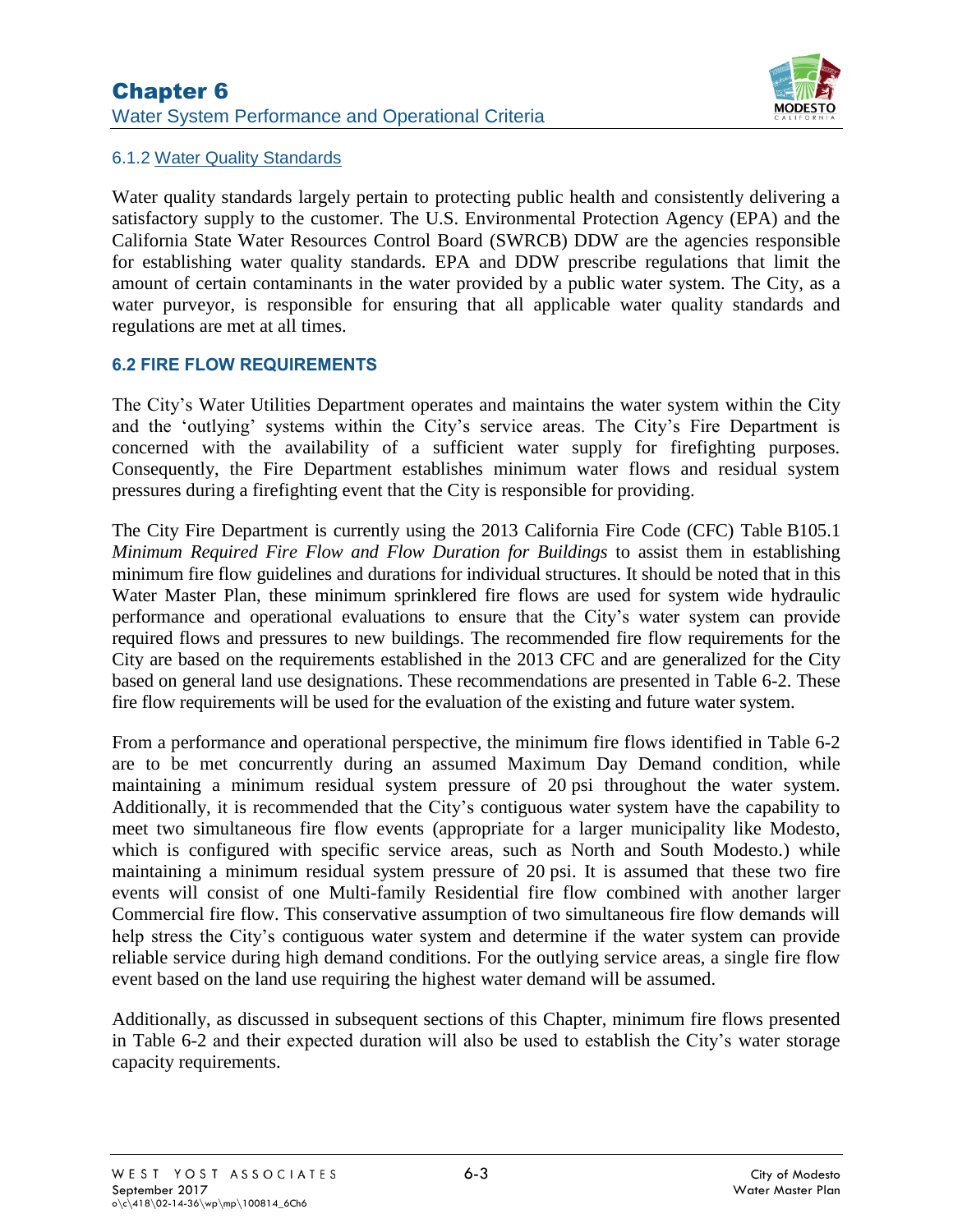### 6.1.2 Water Quality Standards

Water quality standards largely pertain to protecting public health and consistently delivering a satisfactory supply to the customer. The U.S. Environmental Protection Agency (EPA) and the California State Water Resources Control Board (SWRCB) DDW are the agencies responsible for establishing water quality standards. EPA and DDW prescribe regulations that limit the amount of certain contaminants in the water provided by a public water system. The City, as a water purveyor, is responsible for ensuring that all applicable water quality standards and regulations are met at all times.

## 6.2 FIRE FLOW REQUIREMENTS

The City's Water Utilities Department operates and maintains the water system within the City and the 'outlying' systems within the City's service areas. The City's Fire Department is concerned with the availability of a sufficient water supply for firefighting purposes. Consequently, the Fire Department establishes minimum water flows and residual system pressures during a firefighting event that the City is responsible for providing.

The City Fire Department is currently using the 2013 California Fire Code (CFC) Table B105.1 *Minimum Required Fire Flow and Flow Duration for Buildings* to assist them in establishing minimum fire flow guidelines and durations for individual structures. It should be noted that in this Water Master Plan, these minimum sprinklered fire flows are used for system wide hydraulic performance and operational evaluations to ensure that the City's water system can provide required flows and pressures to new buildings. The recommended fire flow requirements for the City are based on the requirements established in the 2013 CFC and are generalized for the City based on general land use designations. These recommendations are presented in Table 6-2. These fire flow requirements will be used for the evaluation of the existing and future water system.

From a performance and operational perspective, the minimum fire flows identified in Table 6-2 are to be met concurrently during an assumed Maximum Day Demand condition, while maintaining a minimum residual system pressure of 20 psi throughout the water system. Additionally, it is recommended that the City's contiguous water system have the capability to meet two simultaneous fire flow events (appropriate for a larger municipality like Modesto, which is configured with specific service areas, such as North and South Modesto.) while maintaining a minimum residual system pressure of 20 psi. It is assumed that these two fire events will consist of one Multi-family Residential fire flow combined with another larger Commercial fire flow. This conservative assumption of two simultaneous fire flow demands will help stress the City's contiguous water system and determine if the water system can provide reliable service during high demand conditions. For the outlying service areas, a single fire flow event based on the land use requiring the highest water demand will be assumed.

Additionally, as discussed in subsequent sections of this Chapter, minimum fire flows presented in Table 6-2 and their expected duration will also be used to establish the City's water storage capacity requirements.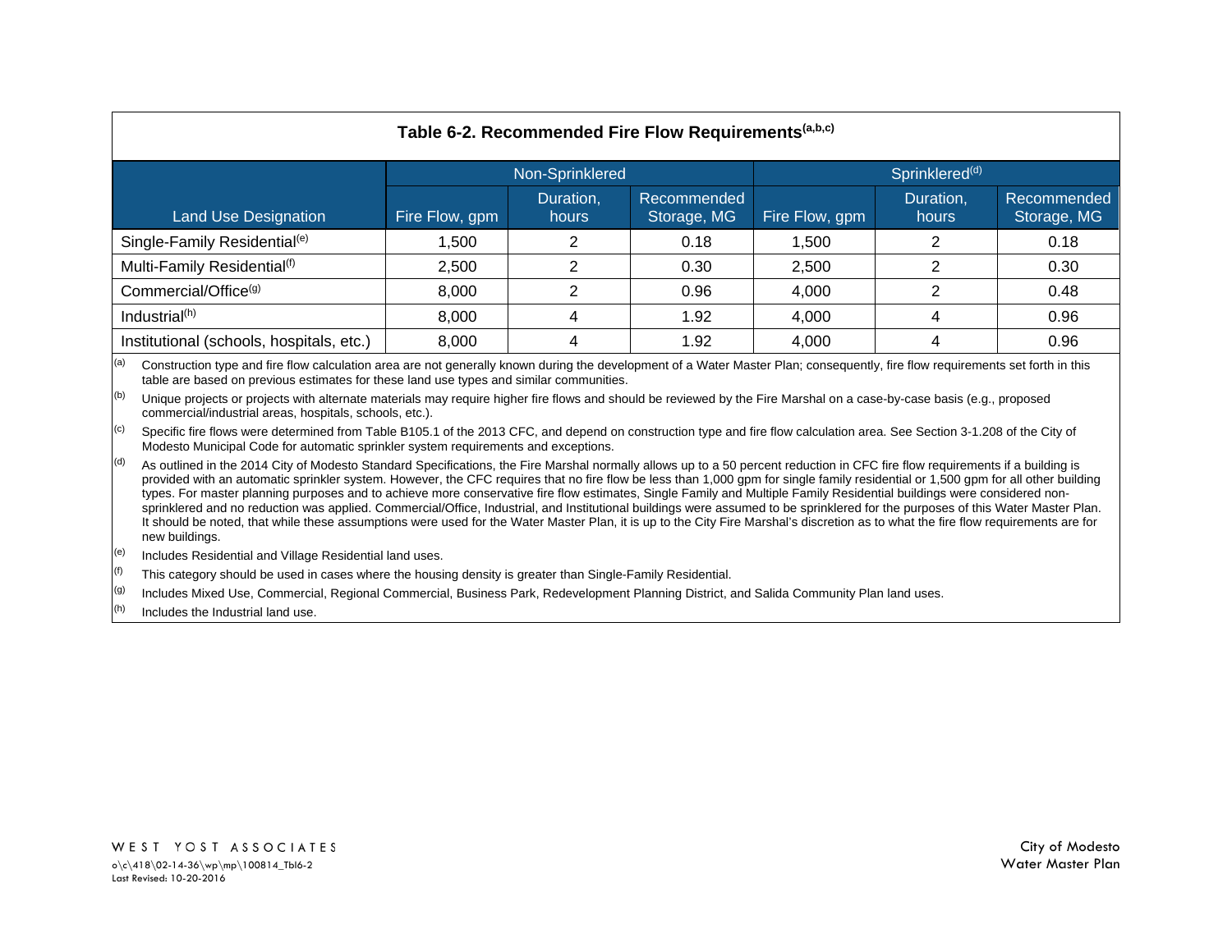**Table 6-2. Recommended Fire Flow Requirements[a,b,c]**

| Land Use Designation | Non-Sprinklered | | | Sprinklered[d] | | |
|---|---|---|---|---|---|---|
| | Fire Flow, gpm | Duration, hours | Recommended Storage, MG | Fire Flow, gpm | Duration, hours | Recommended Storage, MG |
| Single-Family Residential[e] | 1,500 | 2 | 0.18 | 1,500 | 2 | 0.18 |
| Multi-Family Residential[f] | 2,500 | 2 | 0.30 | 2,500 | 2 | 0.30 |
| Commercial/Office[g] | 8,000 | 2 | 0.96 | 4,000 | 2 | 0.48 |
| Industrial[h] | 8,000 | 4 | 1.92 | 4,000 | 4 | 0.96 |
| Institutional (schools, hospitals, etc.) | 8,000 | 4 | 1.92 | 4,000 | 4 | 0.96 |

[a] Construction type and fire flow calculation area are not generally known during the development of a Water Master Plan; consequently, fire flow requirements set forth in this table are based on previous estimates for these land use types and similar communities.

[b] Unique projects or projects with alternate materials may require higher fire flows and should be reviewed by the Fire Marshal on a case-by-case basis (e.g., proposed commercial/industrial areas, hospitals, schools, etc.).

[c] Specific fire flows were determined from Table B105.1 of the 2013 CFC, and depend on construction type and fire flow calculation area. See Section 3-1.208 of the City of Modesto Municipal Code for automatic sprinkler system requirements and exceptions.

[d] As outlined in the 2014 City of Modesto Standard Specifications, the Fire Marshal normally allows up to a 50 percent reduction in CFC fire flow requirements if a building is provided with an automatic sprinkler system. However, the CFC requires that no fire flow be less than 1,000 gpm for single family residential or 1,500 gpm for all other building types. For master planning purposes and to achieve more conservative fire flow estimates, Single Family and Multiple Family Residential buildings were considered non-sprinklered and no reduction was applied. Commercial/Office, Industrial, and Institutional buildings were assumed to be sprinklered for the purposes of this Water Master Plan. It should be noted, that while these assumptions were used for the Water Master Plan, it is up to the City Fire Marshal's discretion as to what the fire flow requirements are for new buildings.

[e] Includes Residential and Village Residential land uses.

[f] This category should be used in cases where the housing density is greater than Single-Family Residential.

[g] Includes Mixed Use, Commercial, Regional Commercial, Business Park, Redevelopment Planning District, and Salida Community Plan land uses.

[h] Includes the Industrial land use.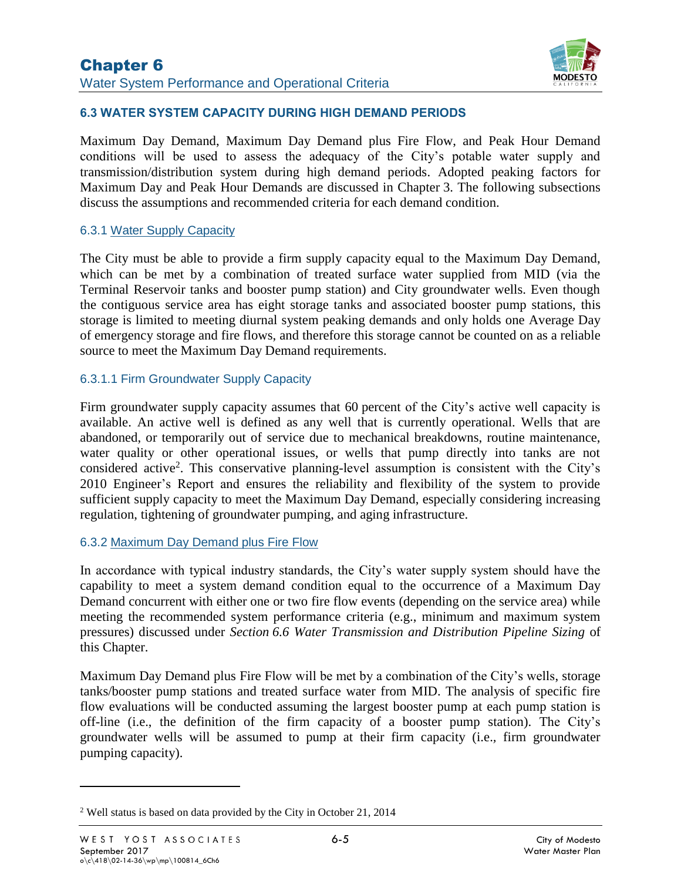### 6.3 WATER SYSTEM CAPACITY DURING HIGH DEMAND PERIODS

Maximum Day Demand, Maximum Day Demand plus Fire Flow, and Peak Hour Demand conditions will be used to assess the adequacy of the City's potable water supply and transmission/distribution system during high demand periods. Adopted peaking factors for Maximum Day and Peak Hour Demands are discussed in Chapter 3. The following subsections discuss the assumptions and recommended criteria for each demand condition.

#### 6.3.1 Water Supply Capacity

The City must be able to provide a firm supply capacity equal to the Maximum Day Demand, which can be met by a combination of treated surface water supplied from MID (via the Terminal Reservoir tanks and booster pump station) and City groundwater wells. Even though the contiguous service area has eight storage tanks and associated booster pump stations, this storage is limited to meeting diurnal system peaking demands and only holds one Average Day of emergency storage and fire flows, and therefore this storage cannot be counted on as a reliable source to meet the Maximum Day Demand requirements.

##### 6.3.1.1 Firm Groundwater Supply Capacity

Firm groundwater supply capacity assumes that 60 percent of the City's active well capacity is available. An active well is defined as any well that is currently operational. Wells that are abandoned, or temporarily out of service due to mechanical breakdowns, routine maintenance, water quality or other operational issues, or wells that pump directly into tanks are not considered active[2]. This conservative planning-level assumption is consistent with the City's 2010 Engineer's Report and ensures the reliability and flexibility of the system to provide sufficient supply capacity to meet the Maximum Day Demand, especially considering increasing regulation, tightening of groundwater pumping, and aging infrastructure.

#### 6.3.2 Maximum Day Demand plus Fire Flow

In accordance with typical industry standards, the City's water supply system should have the capability to meet a system demand condition equal to the occurrence of a Maximum Day Demand concurrent with either one or two fire flow events (depending on the service area) while meeting the recommended system performance criteria (e.g., minimum and maximum system pressures) discussed under *Section 6.6 Water Transmission and Distribution Pipeline Sizing* of this Chapter.

Maximum Day Demand plus Fire Flow will be met by a combination of the City's wells, storage tanks/booster pump stations and treated surface water from MID. The analysis of specific fire flow evaluations will be conducted assuming the largest booster pump at each pump station is off-line (i.e., the definition of the firm capacity of a booster pump station). The City's groundwater wells will be assumed to pump at their firm capacity (i.e., firm groundwater pumping capacity).

[2] Well status is based on data provided by the City in October 21, 2014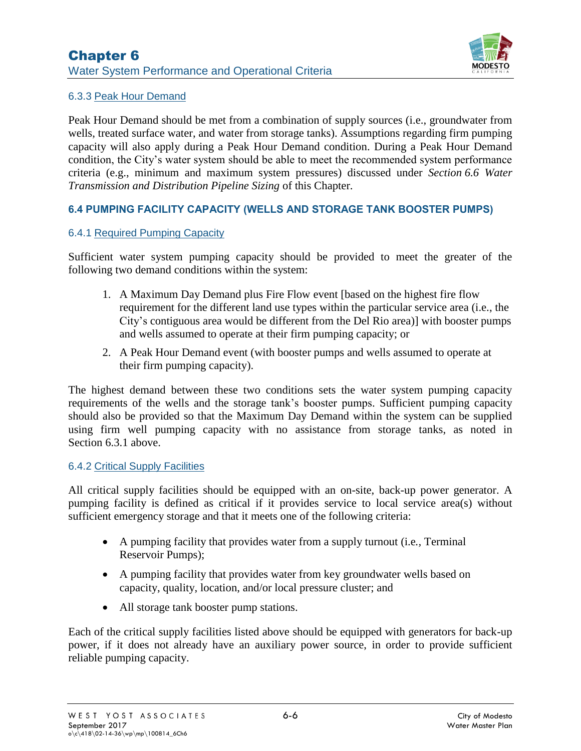### 6.3.3 Peak Hour Demand

Peak Hour Demand should be met from a combination of supply sources (i.e., groundwater from wells, treated surface water, and water from storage tanks). Assumptions regarding firm pumping capacity will also apply during a Peak Hour Demand condition. During a Peak Hour Demand condition, the City's water system should be able to meet the recommended system performance criteria (e.g., minimum and maximum system pressures) discussed under *Section 6.6 Water Transmission and Distribution Pipeline Sizing* of this Chapter.

## 6.4 PUMPING FACILITY CAPACITY (WELLS AND STORAGE TANK BOOSTER PUMPS)

### 6.4.1 Required Pumping Capacity

Sufficient water system pumping capacity should be provided to meet the greater of the following two demand conditions within the system:

1. A Maximum Day Demand plus Fire Flow event [based on the highest fire flow requirement for the different land use types within the particular service area (i.e., the City's contiguous area would be different from the Del Rio area)] with booster pumps and wells assumed to operate at their firm pumping capacity; or
2. A Peak Hour Demand event (with booster pumps and wells assumed to operate at their firm pumping capacity).

The highest demand between these two conditions sets the water system pumping capacity requirements of the wells and the storage tank's booster pumps. Sufficient pumping capacity should also be provided so that the Maximum Day Demand within the system can be supplied using firm well pumping capacity with no assistance from storage tanks, as noted in Section 6.3.1 above.

### 6.4.2 Critical Supply Facilities

All critical supply facilities should be equipped with an on-site, back-up power generator. A pumping facility is defined as critical if it provides service to local service area(s) without sufficient emergency storage and that it meets one of the following criteria:

- A pumping facility that provides water from a supply turnout (i.e., Terminal Reservoir Pumps);
- A pumping facility that provides water from key groundwater wells based on capacity, quality, location, and/or local pressure cluster; and
- All storage tank booster pump stations.

Each of the critical supply facilities listed above should be equipped with generators for back-up power, if it does not already have an auxiliary power source, in order to provide sufficient reliable pumping capacity.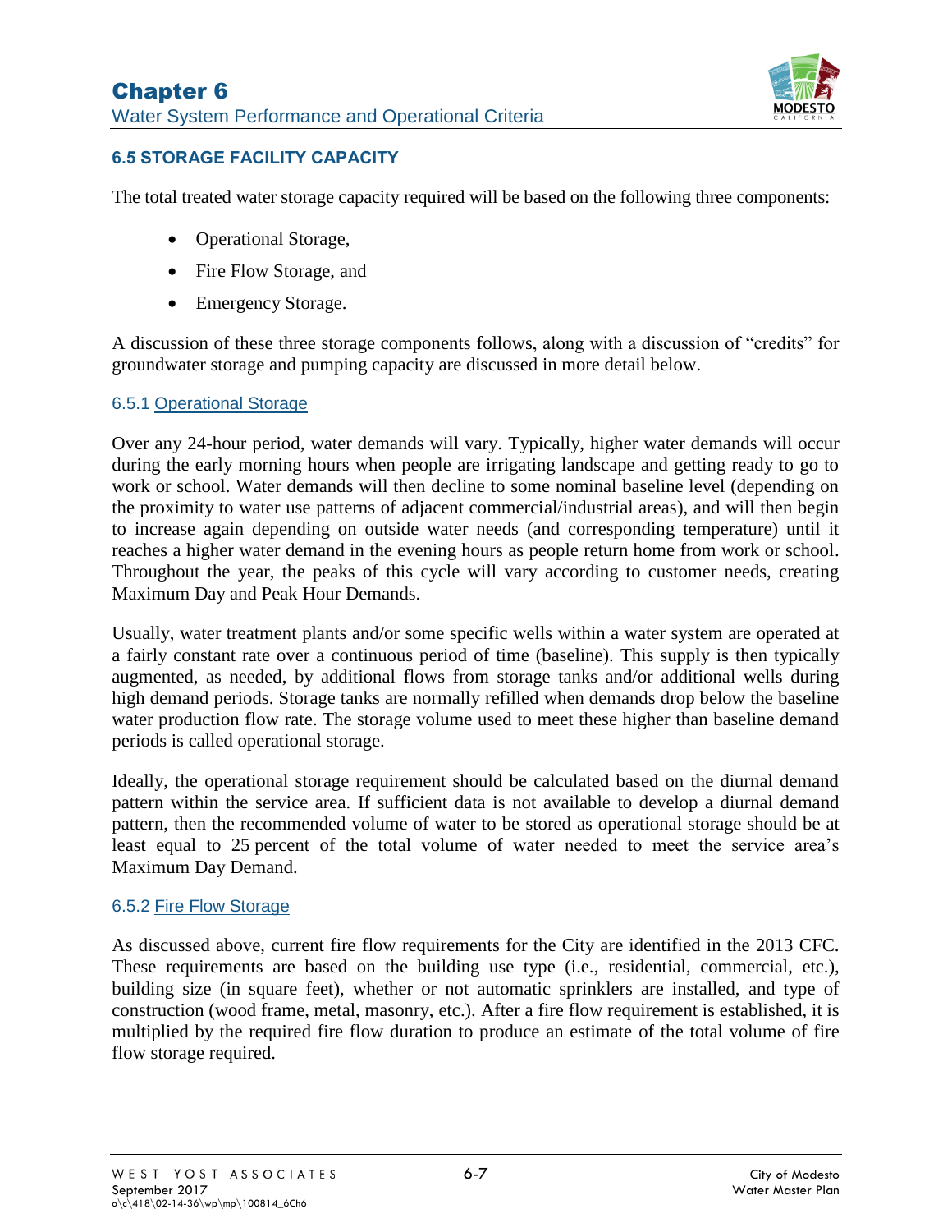### 6.5 STORAGE FACILITY CAPACITY

The total treated water storage capacity required will be based on the following three components:

- Operational Storage,
- Fire Flow Storage, and
- Emergency Storage.

A discussion of these three storage components follows, along with a discussion of "credits" for groundwater storage and pumping capacity are discussed in more detail below.

#### 6.5.1 Operational Storage

Over any 24-hour period, water demands will vary. Typically, higher water demands will occur during the early morning hours when people are irrigating landscape and getting ready to go to work or school. Water demands will then decline to some nominal baseline level (depending on the proximity to water use patterns of adjacent commercial/industrial areas), and will then begin to increase again depending on outside water needs (and corresponding temperature) until it reaches a higher water demand in the evening hours as people return home from work or school. Throughout the year, the peaks of this cycle will vary according to customer needs, creating Maximum Day and Peak Hour Demands.

Usually, water treatment plants and/or some specific wells within a water system are operated at a fairly constant rate over a continuous period of time (baseline). This supply is then typically augmented, as needed, by additional flows from storage tanks and/or additional wells during high demand periods. Storage tanks are normally refilled when demands drop below the baseline water production flow rate. The storage volume used to meet these higher than baseline demand periods is called operational storage.

Ideally, the operational storage requirement should be calculated based on the diurnal demand pattern within the service area. If sufficient data is not available to develop a diurnal demand pattern, then the recommended volume of water to be stored as operational storage should be at least equal to 25 percent of the total volume of water needed to meet the service area's Maximum Day Demand.

#### 6.5.2 Fire Flow Storage

As discussed above, current fire flow requirements for the City are identified in the 2013 CFC. These requirements are based on the building use type (i.e., residential, commercial, etc.), building size (in square feet), whether or not automatic sprinklers are installed, and type of construction (wood frame, metal, masonry, etc.). After a fire flow requirement is established, it is multiplied by the required fire flow duration to produce an estimate of the total volume of fire flow storage required.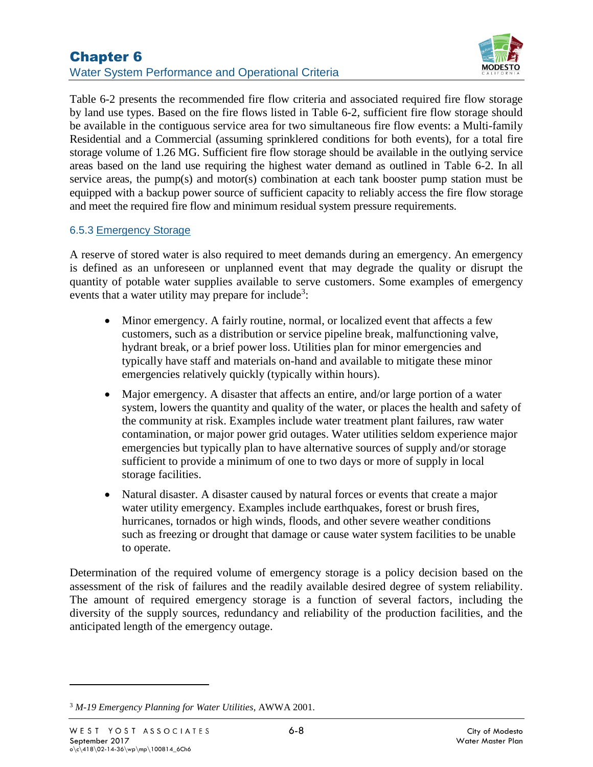Table 6-2 presents the recommended fire flow criteria and associated required fire flow storage by land use types. Based on the fire flows listed in Table 6-2, sufficient fire flow storage should be available in the contiguous service area for two simultaneous fire flow events: a Multi-family Residential and a Commercial (assuming sprinklered conditions for both events), for a total fire storage volume of 1.26 MG. Sufficient fire flow storage should be available in the outlying service areas based on the land use requiring the highest water demand as outlined in Table 6-2. In all service areas, the pump(s) and motor(s) combination at each tank booster pump station must be equipped with a backup power source of sufficient capacity to reliably access the fire flow storage and meet the required fire flow and minimum residual system pressure requirements.

### 6.5.3 Emergency Storage

A reserve of stored water is also required to meet demands during an emergency. An emergency is defined as an unforeseen or unplanned event that may degrade the quality or disrupt the quantity of potable water supplies available to serve customers. Some examples of emergency events that a water utility may prepare for include[3]:

- Minor emergency. A fairly routine, normal, or localized event that affects a few customers, such as a distribution or service pipeline break, malfunctioning valve, hydrant break, or a brief power loss. Utilities plan for minor emergencies and typically have staff and materials on-hand and available to mitigate these minor emergencies relatively quickly (typically within hours).
- Major emergency. A disaster that affects an entire, and/or large portion of a water system, lowers the quantity and quality of the water, or places the health and safety of the community at risk. Examples include water treatment plant failures, raw water contamination, or major power grid outages. Water utilities seldom experience major emergencies but typically plan to have alternative sources of supply and/or storage sufficient to provide a minimum of one to two days or more of supply in local storage facilities.
- Natural disaster. A disaster caused by natural forces or events that create a major water utility emergency. Examples include earthquakes, forest or brush fires, hurricanes, tornados or high winds, floods, and other severe weather conditions such as freezing or drought that damage or cause water system facilities to be unable to operate.

Determination of the required volume of emergency storage is a policy decision based on the assessment of the risk of failures and the readily available desired degree of system reliability. The amount of required emergency storage is a function of several factors, including the diversity of the supply sources, redundancy and reliability of the production facilities, and the anticipated length of the emergency outage.

---

[3] *M-19 Emergency Planning for Water Utilities*, AWWA 2001.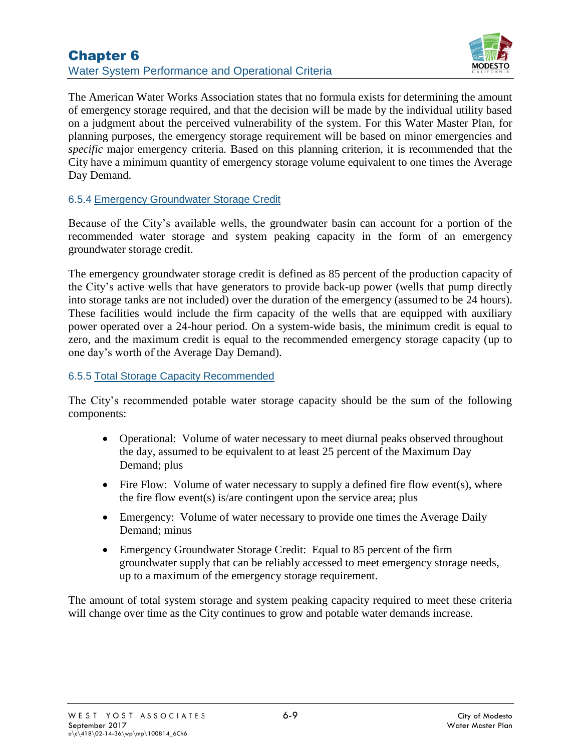The American Water Works Association states that no formula exists for determining the amount of emergency storage required, and that the decision will be made by the individual utility based on a judgment about the perceived vulnerability of the system. For this Water Master Plan, for planning purposes, the emergency storage requirement will be based on minor emergencies and *specific* major emergency criteria. Based on this planning criterion, it is recommended that the City have a minimum quantity of emergency storage volume equivalent to one times the Average Day Demand.

### 6.5.4 Emergency Groundwater Storage Credit

Because of the City's available wells, the groundwater basin can account for a portion of the recommended water storage and system peaking capacity in the form of an emergency groundwater storage credit.

The emergency groundwater storage credit is defined as 85 percent of the production capacity of the City's active wells that have generators to provide back-up power (wells that pump directly into storage tanks are not included) over the duration of the emergency (assumed to be 24 hours). These facilities would include the firm capacity of the wells that are equipped with auxiliary power operated over a 24-hour period. On a system-wide basis, the minimum credit is equal to zero, and the maximum credit is equal to the recommended emergency storage capacity (up to one day's worth of the Average Day Demand).

### 6.5.5 Total Storage Capacity Recommended

The City's recommended potable water storage capacity should be the sum of the following components:

- Operational: Volume of water necessary to meet diurnal peaks observed throughout the day, assumed to be equivalent to at least 25 percent of the Maximum Day Demand; plus
- Fire Flow: Volume of water necessary to supply a defined fire flow event(s), where the fire flow event(s) is/are contingent upon the service area; plus
- Emergency: Volume of water necessary to provide one times the Average Daily Demand; minus
- Emergency Groundwater Storage Credit: Equal to 85 percent of the firm groundwater supply that can be reliably accessed to meet emergency storage needs, up to a maximum of the emergency storage requirement.

The amount of total system storage and system peaking capacity required to meet these criteria will change over time as the City continues to grow and potable water demands increase.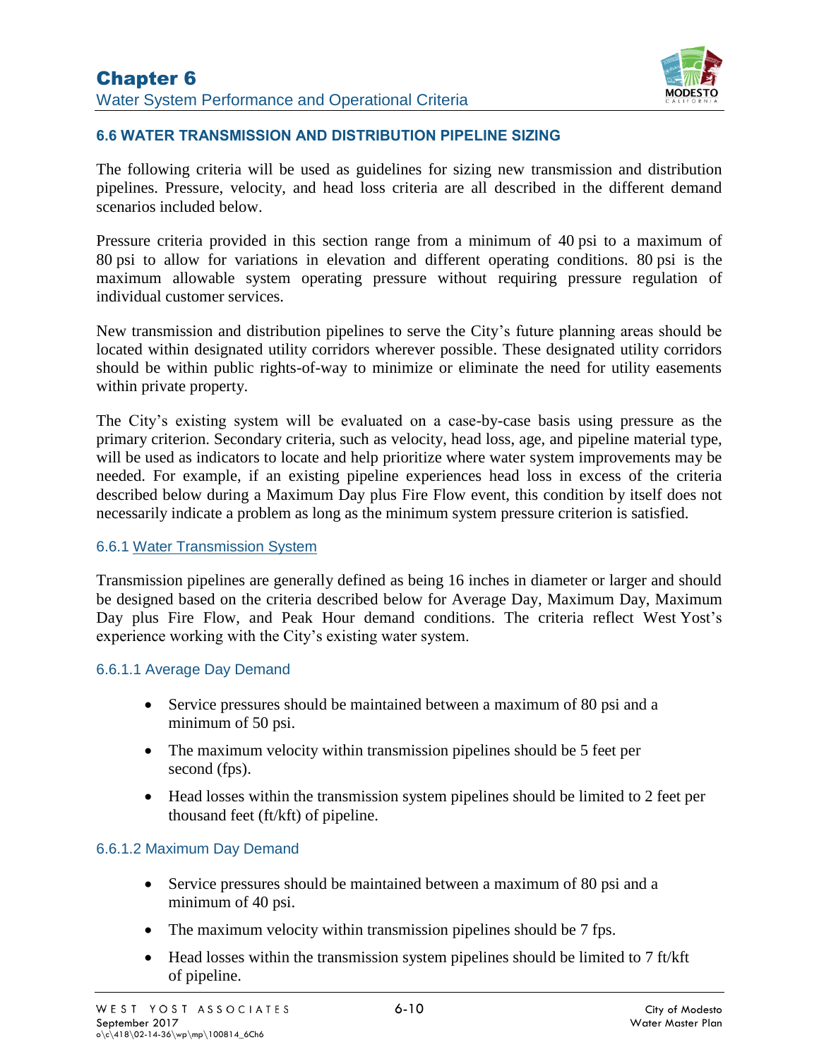### 6.6 WATER TRANSMISSION AND DISTRIBUTION PIPELINE SIZING

The following criteria will be used as guidelines for sizing new transmission and distribution pipelines. Pressure, velocity, and head loss criteria are all described in the different demand scenarios included below.

Pressure criteria provided in this section range from a minimum of 40 psi to a maximum of 80 psi to allow for variations in elevation and different operating conditions. 80 psi is the maximum allowable system operating pressure without requiring pressure regulation of individual customer services.

New transmission and distribution pipelines to serve the City's future planning areas should be located within designated utility corridors wherever possible. These designated utility corridors should be within public rights-of-way to minimize or eliminate the need for utility easements within private property.

The City's existing system will be evaluated on a case-by-case basis using pressure as the primary criterion. Secondary criteria, such as velocity, head loss, age, and pipeline material type, will be used as indicators to locate and help prioritize where water system improvements may be needed. For example, if an existing pipeline experiences head loss in excess of the criteria described below during a Maximum Day plus Fire Flow event, this condition by itself does not necessarily indicate a problem as long as the minimum system pressure criterion is satisfied.

#### 6.6.1 Water Transmission System

Transmission pipelines are generally defined as being 16 inches in diameter or larger and should be designed based on the criteria described below for Average Day, Maximum Day, Maximum Day plus Fire Flow, and Peak Hour demand conditions. The criteria reflect West Yost's experience working with the City's existing water system.

##### 6.6.1.1 Average Day Demand

- Service pressures should be maintained between a maximum of 80 psi and a minimum of 50 psi.
- The maximum velocity within transmission pipelines should be 5 feet per second (fps).
- Head losses within the transmission system pipelines should be limited to 2 feet per thousand feet (ft/kft) of pipeline.

##### 6.6.1.2 Maximum Day Demand

- Service pressures should be maintained between a maximum of 80 psi and a minimum of 40 psi.
- The maximum velocity within transmission pipelines should be 7 fps.
- Head losses within the transmission system pipelines should be limited to 7 ft/kft of pipeline.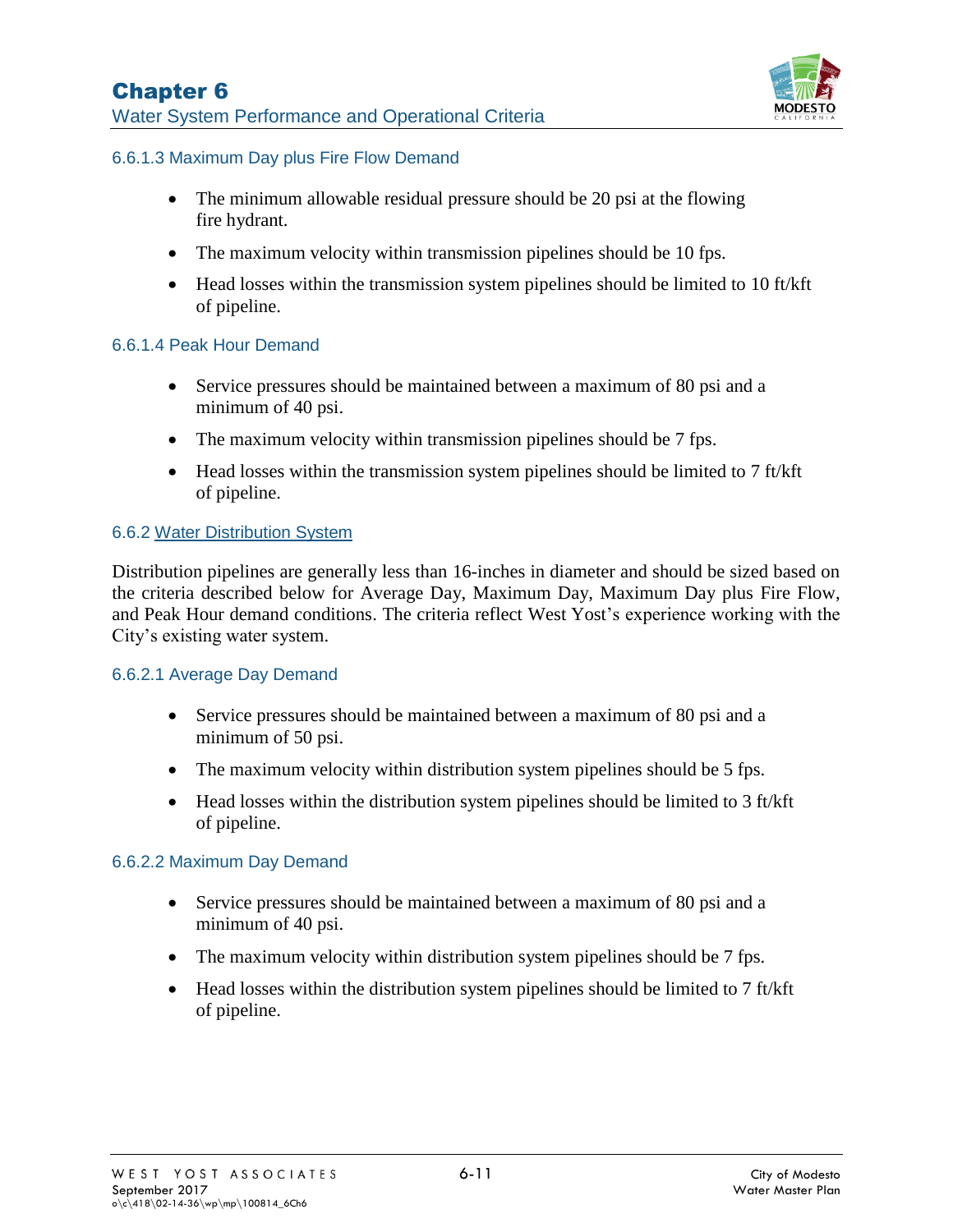#### 6.6.1.3 Maximum Day plus Fire Flow Demand

- The minimum allowable residual pressure should be 20 psi at the flowing fire hydrant.
- The maximum velocity within transmission pipelines should be 10 fps.
- Head losses within the transmission system pipelines should be limited to 10 ft/kft of pipeline.

#### 6.6.1.4 Peak Hour Demand

- Service pressures should be maintained between a maximum of 80 psi and a minimum of 40 psi.
- The maximum velocity within transmission pipelines should be 7 fps.
- Head losses within the transmission system pipelines should be limited to 7 ft/kft of pipeline.

### 6.6.2 Water Distribution System

Distribution pipelines are generally less than 16-inches in diameter and should be sized based on the criteria described below for Average Day, Maximum Day, Maximum Day plus Fire Flow, and Peak Hour demand conditions. The criteria reflect West Yost's experience working with the City's existing water system.

#### 6.6.2.1 Average Day Demand

- Service pressures should be maintained between a maximum of 80 psi and a minimum of 50 psi.
- The maximum velocity within distribution system pipelines should be 5 fps.
- Head losses within the distribution system pipelines should be limited to 3 ft/kft of pipeline.

#### 6.6.2.2 Maximum Day Demand

- Service pressures should be maintained between a maximum of 80 psi and a minimum of 40 psi.
- The maximum velocity within distribution system pipelines should be 7 fps.
- Head losses within the distribution system pipelines should be limited to 7 ft/kft of pipeline.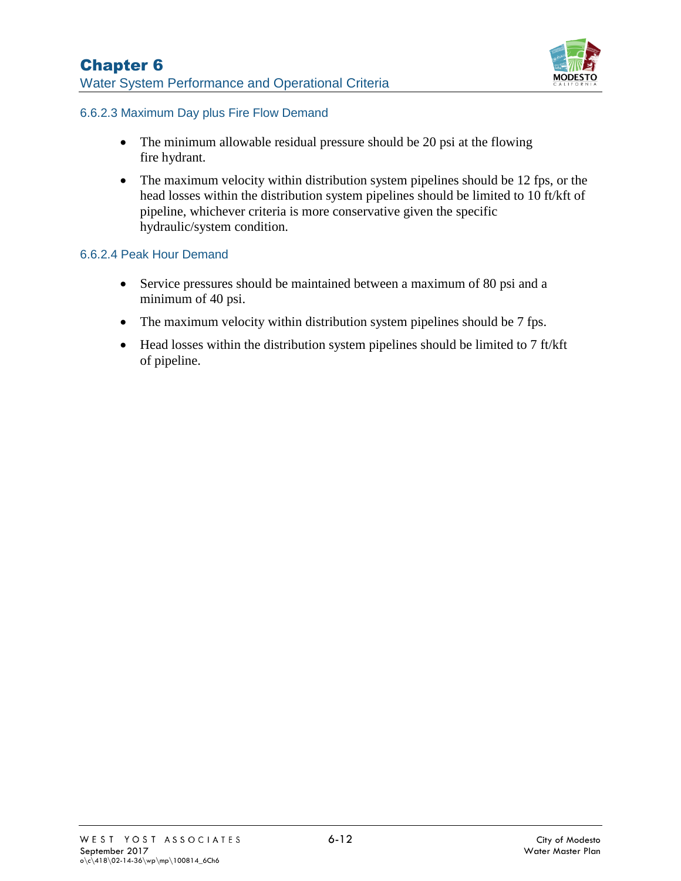#### 6.6.2.3 Maximum Day plus Fire Flow Demand

- The minimum allowable residual pressure should be 20 psi at the flowing fire hydrant.
- The maximum velocity within distribution system pipelines should be 12 fps, or the head losses within the distribution system pipelines should be limited to 10 ft/kft of pipeline, whichever criteria is more conservative given the specific hydraulic/system condition.

#### 6.6.2.4 Peak Hour Demand

- Service pressures should be maintained between a maximum of 80 psi and a minimum of 40 psi.
- The maximum velocity within distribution system pipelines should be 7 fps.
- Head losses within the distribution system pipelines should be limited to 7 ft/kft of pipeline.